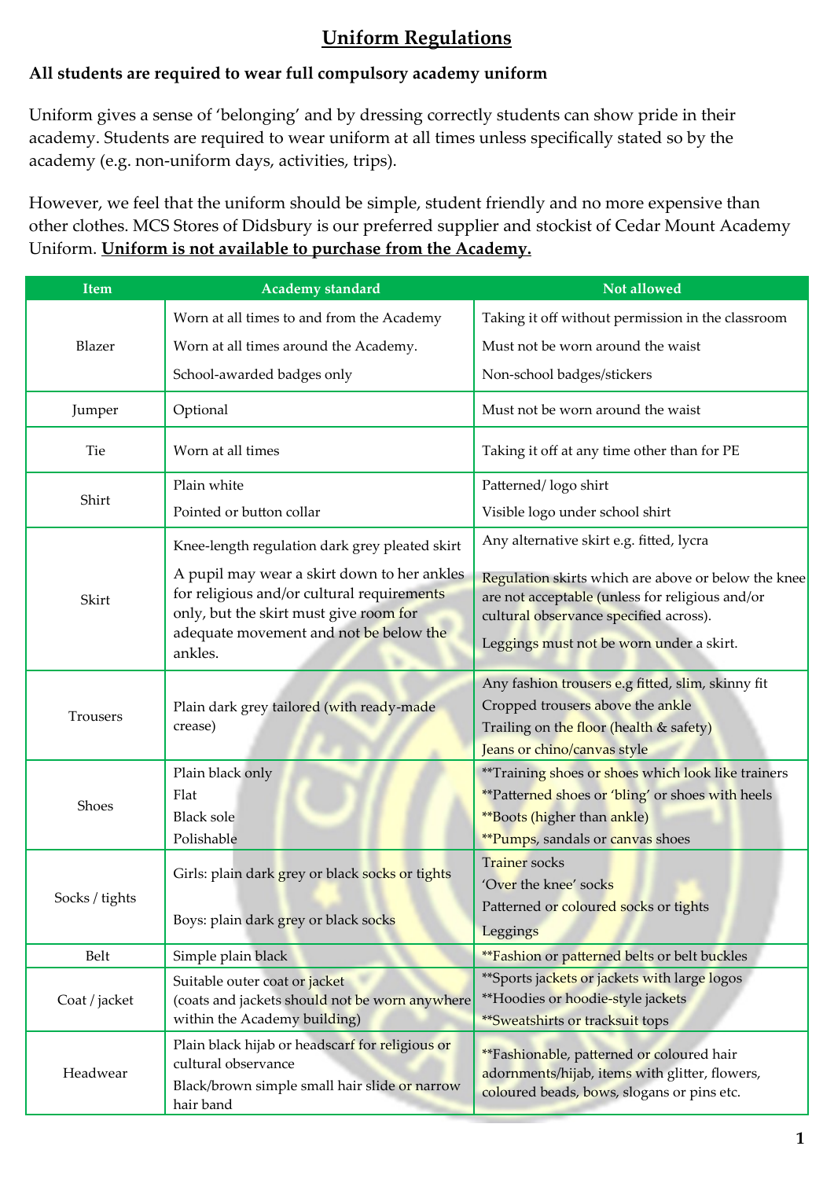# Uniform Regulations

**All students are required to wear full compulsory academy uniform**

Uniform gives a sense of 'belonging' and by dressing correctly students can show pride in their academy. Students are required to wear uniform at all times unless specifically stated so by the academy (e.g. non-uniform days, activities, trips).

However, we feel that the uniform should be simple, student friendly and no more expensive than other clothes. MCS Stores of Didsbury is our preferred supplier and stockist of Cedar Mount Academy Uniform. **Uniform is not available to purchase from the Academy.**

| Item | Academy standard | Not allowed |
|---|---|---|
| Blazer | Worn at all times to and from the Academy<br>Worn at all times around the Academy.<br>School-awarded badges only | Taking it off without permission in the classroom<br>Must not be worn around the waist<br>Non-school badges/stickers |
| Jumper | Optional | Must not be worn around the waist |
| Tie | Worn at all times | Taking it off at any time other than for PE |
| Shirt | Plain white<br>Pointed or button collar | Patterned/ logo shirt<br>Visible logo under school shirt |
| Skirt | Knee-length regulation dark grey pleated skirt<br>A pupil may wear a skirt down to her ankles for religious and/or cultural requirements only, but the skirt must give room for adequate movement and not be below the ankles. | Any alternative skirt e.g. fitted, lycra<br>Regulation skirts which are above or below the knee are not acceptable (unless for religious and/or cultural observance specified across).<br>Leggings must not be worn under a skirt. |
| Trousers | Plain dark grey tailored (with ready-made crease) | Any fashion trousers e.g fitted, slim, skinny fit<br>Cropped trousers above the ankle<br>Trailing on the floor (health & safety)<br>Jeans or chino/canvas style |
| Shoes | Plain black only<br>Flat<br>Black sole<br>Polishable | **Training shoes or shoes which look like trainers<br>**Patterned shoes or 'bling' or shoes with heels<br>**Boots (higher than ankle)<br>**Pumps, sandals or canvas shoes |
| Socks / tights | Girls: plain dark grey or black socks or tights<br>Boys: plain dark grey or black socks | Trainer socks<br>'Over the knee' socks<br>Patterned or coloured socks or tights<br>Leggings |
| Belt | Simple plain black | **Fashion or patterned belts or belt buckles |
| Coat / jacket | Suitable outer coat or jacket<br>(coats and jackets should not be worn anywhere within the Academy building) | **Sports jackets or jackets with large logos<br>**Hoodies or hoodie-style jackets<br>**Sweatshirts or tracksuit tops |
| Headwear | Plain black hijab or headscarf for religious or cultural observance<br>Black/brown simple small hair slide or narrow hair band | **Fashionable, patterned or coloured hair adornments/hijab, items with glitter, flowers, coloured beads, bows, slogans or pins etc. |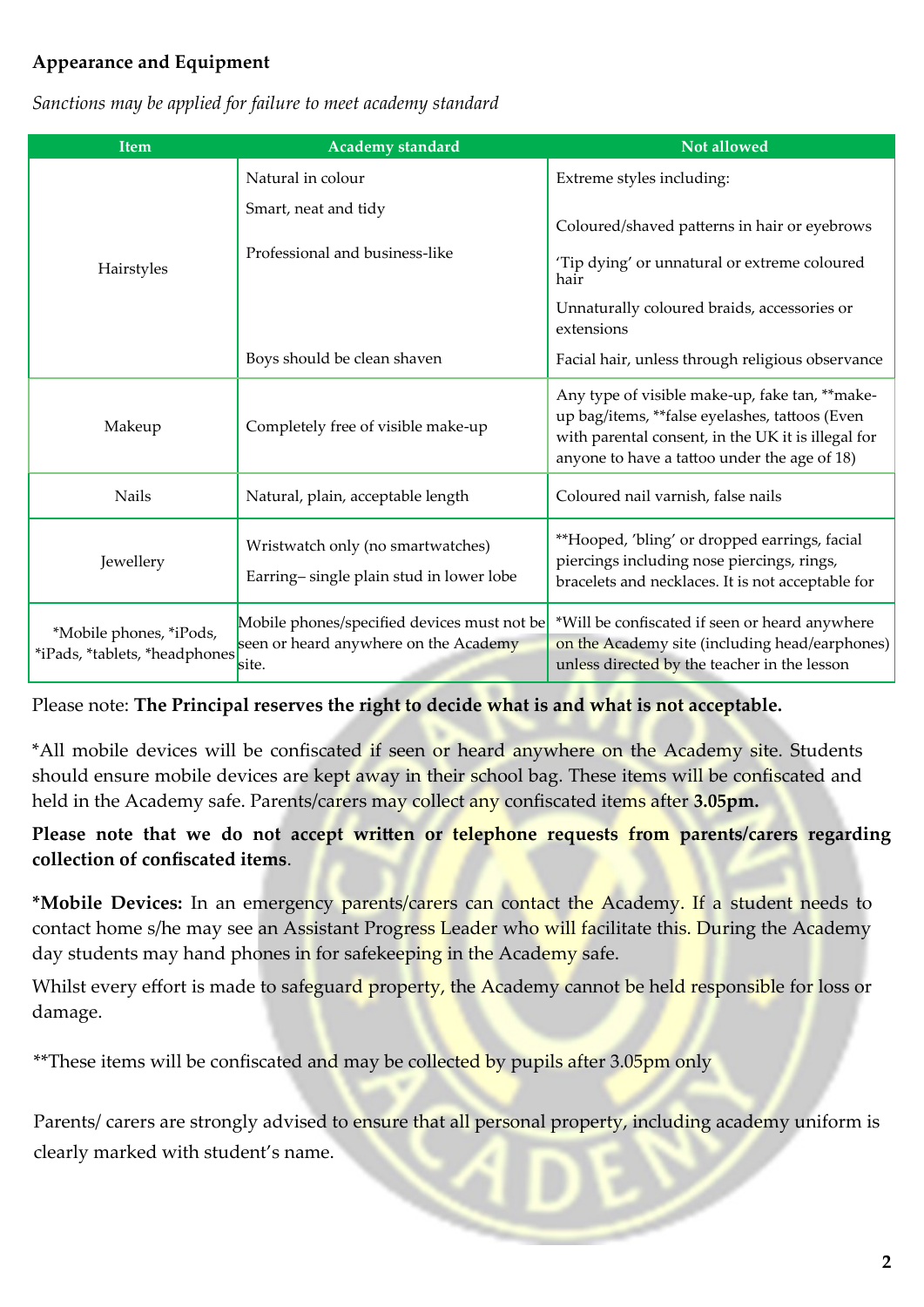**Appearance and Equipment**

*Sanctions may be applied for failure to meet academy standard*

| Item | Academy standard | Not allowed |
|---|---|---|
| Hairstyles | Natural in colour<br>Smart, neat and tidy<br>Professional and business-like | Extreme styles including:<br>Coloured/shaved patterns in hair or eyebrows<br>'Tip dying' or unnatural or extreme coloured hair<br>Unnaturally coloured braids, accessories or extensions |
| | Boys should be clean shaven | Facial hair, unless through religious observance |
| Makeup | Completely free of visible make-up | Any type of visible make-up, fake tan, **make-up bag/items, **false eyelashes, tattoos (Even with parental consent, in the UK it is illegal for anyone to have a tattoo under the age of 18) |
| Nails | Natural, plain, acceptable length | Coloured nail varnish, false nails |
| Jewellery | Wristwatch only (no smartwatches)<br>Earring– single plain stud in lower lobe | **Hooped, 'bling' or dropped earrings, facial piercings including nose piercings, rings, bracelets and necklaces. It is not acceptable for |
| *Mobile phones, *iPods, *iPads, *tablets, *headphones | Mobile phones/specified devices must not be seen or heard anywhere on the Academy site. | *Will be confiscated if seen or heard anywhere on the Academy site (including head/earphones) unless directed by the teacher in the lesson |

Please note: **The Principal reserves the right to decide what is and what is not acceptable.**

*All mobile devices will be confiscated if seen or heard anywhere on the Academy site. Students should ensure mobile devices are kept away in their school bag. These items will be confiscated and held in the Academy safe. Parents/carers may collect any confiscated items after **3.05pm.**

**Please note that we do not accept written or telephone requests from parents/carers regarding collection of confiscated items**.

***Mobile Devices:** In an emergency parents/carers can contact the Academy. If a student needs to contact home s/he may see an Assistant Progress Leader who will facilitate this. During the Academy day students may hand phones in for safekeeping in the Academy safe.

Whilst every effort is made to safeguard property, the Academy cannot be held responsible for loss or damage.

**These items will be confiscated and may be collected by pupils after 3.05pm only

Parents/ carers are strongly advised to ensure that all personal property, including academy uniform is clearly marked with student's name.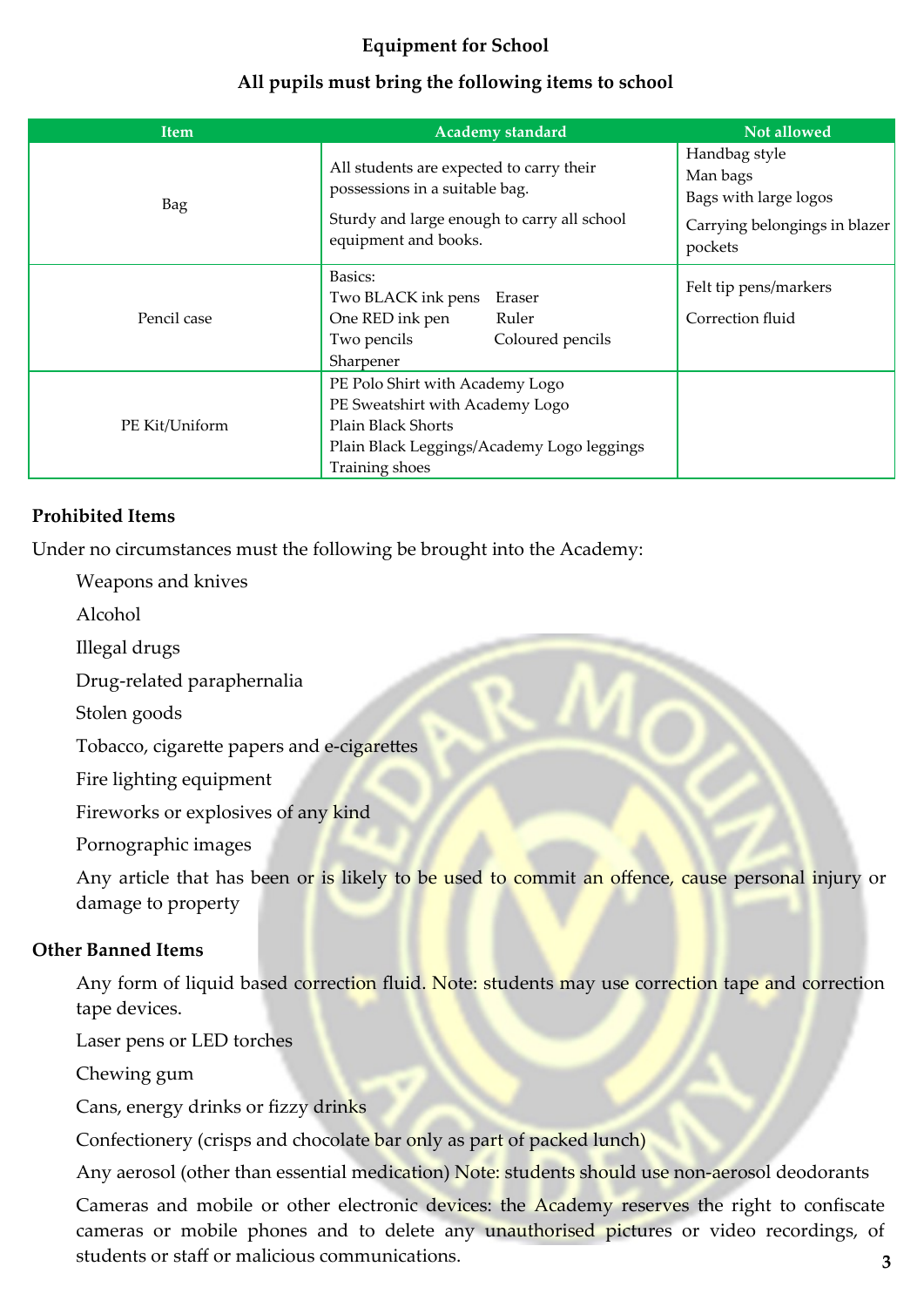**Equipment for School**

**All pupils must bring the following items to school**

| Item | Academy standard | Not allowed |
|---|---|---|
| Bag | All students are expected to carry their possessions in a suitable bag.<br>Sturdy and large enough to carry all school equipment and books. | Handbag style<br>Man bags<br>Bags with large logos<br>Carrying belongings in blazer pockets |
| Pencil case | Basics:<br>Two BLACK ink pens<br>One RED ink pen<br>Two pencils<br>Sharpener<br>Eraser<br>Ruler<br>Coloured pencils | Felt tip pens/markers<br>Correction fluid |
| PE Kit/Uniform | PE Polo Shirt with Academy Logo<br>PE Sweatshirt with Academy Logo<br>Plain Black Shorts<br>Plain Black Leggings/Academy Logo leggings<br>Training shoes | |

**Prohibited Items**

Under no circumstances must the following be brought into the Academy:

- Weapons and knives
- Alcohol
- Illegal drugs
- Drug-related paraphernalia
- Stolen goods
- Tobacco, cigarette papers and e-cigarettes
- Fire lighting equipment
- Fireworks or explosives of any kind
- Pornographic images
- Any article that has been or is likely to be used to commit an offence, cause personal injury or damage to property

**Other Banned Items**

- Any form of liquid based correction fluid. Note: students may use correction tape and correction tape devices.
- Laser pens or LED torches
- Chewing gum
- Cans, energy drinks or fizzy drinks
- Confectionery (crisps and chocolate bar only as part of packed lunch)
- Any aerosol (other than essential medication) Note: students should use non-aerosol deodorants
- Cameras and mobile or other electronic devices: the Academy reserves the right to confiscate cameras or mobile phones and to delete any unauthorised pictures or video recordings, of students or staff or malicious communications.